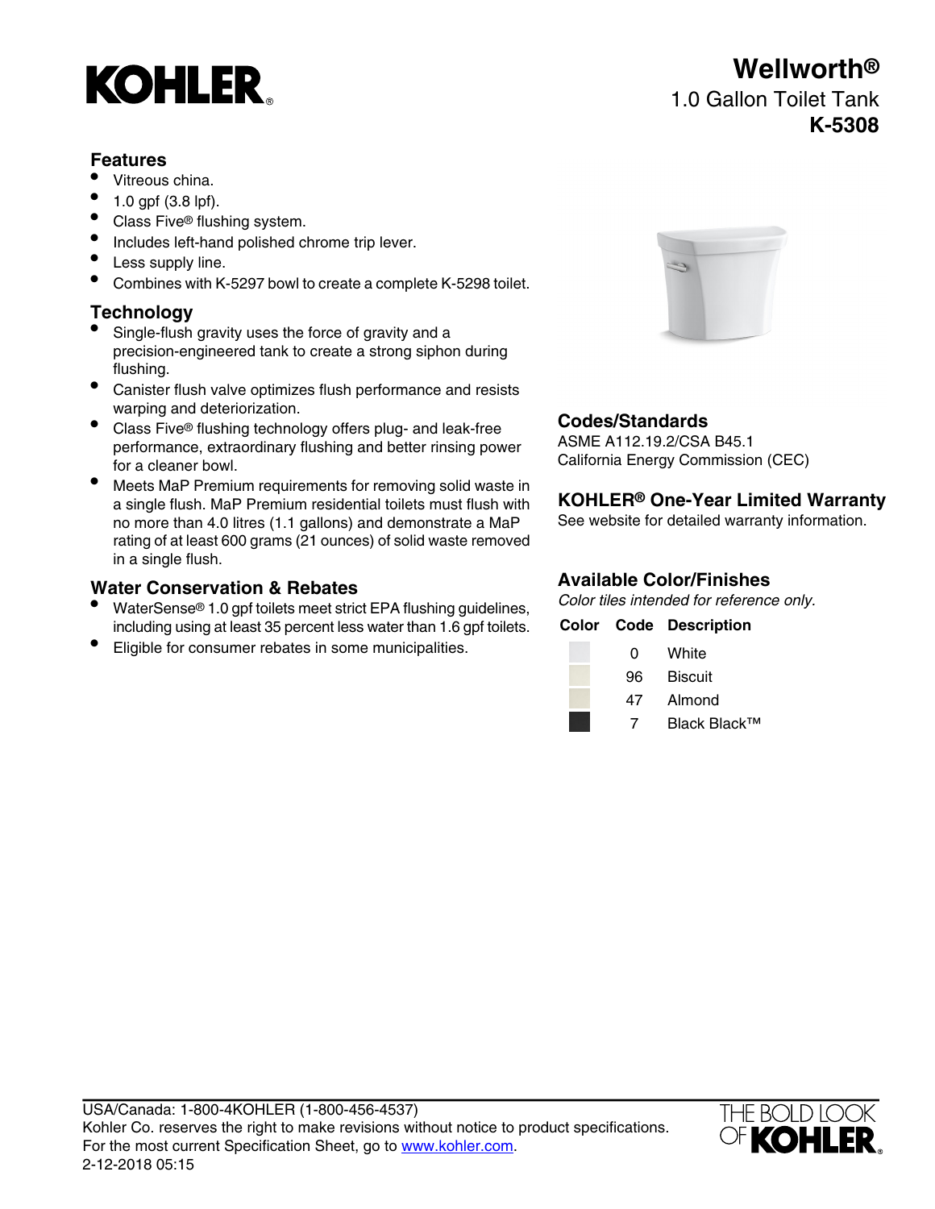# KOHLER

## Wellworth®

1.0 Gallon Toilet Tank

**K-5308**

### Features

- Vitreous china.
- 1.0 gpf (3.8 lpf).
- Class Five® flushing system.
- Includes left-hand polished chrome trip lever.
- Less supply line.
- Combines with K-5297 bowl to create a complete K-5298 toilet.

### Technology

- Single-flush gravity uses the force of gravity and a precision-engineered tank to create a strong siphon during flushing.
- Canister flush valve optimizes flush performance and resists warping and deteriorization.
- Class Five® flushing technology offers plug- and leak-free performance, extraordinary flushing and better rinsing power for a cleaner bowl.
- Meets MaP Premium requirements for removing solid waste in a single flush. MaP Premium residential toilets must flush with no more than 4.0 litres (1.1 gallons) and demonstrate a MaP rating of at least 600 grams (21 ounces) of solid waste removed in a single flush.

### Water Conservation & Rebates

- WaterSense® 1.0 gpf toilets meet strict EPA flushing guidelines, including using at least 35 percent less water than 1.6 gpf toilets.
- Eligible for consumer rebates in some municipalities.

### Codes/Standards

ASME A112.19.2/CSA B45.1
California Energy Commission (CEC)

### KOHLER® One-Year Limited Warranty

See website for detailed warranty information.

### Available Color/Finishes

*Color tiles intended for reference only.*

| Color | Code | Description |
| --- | --- | --- |
| | 0 | White |
| | 96 | Biscuit |
| | 47 | Almond |
| | 7 | Black Black™ |

USA/Canada: 1-800-4KOHLER (1-800-456-4537)
Kohler Co. reserves the right to make revisions without notice to product specifications.
For the most current Specification Sheet, go to www.kohler.com.
2-12-2018 05:15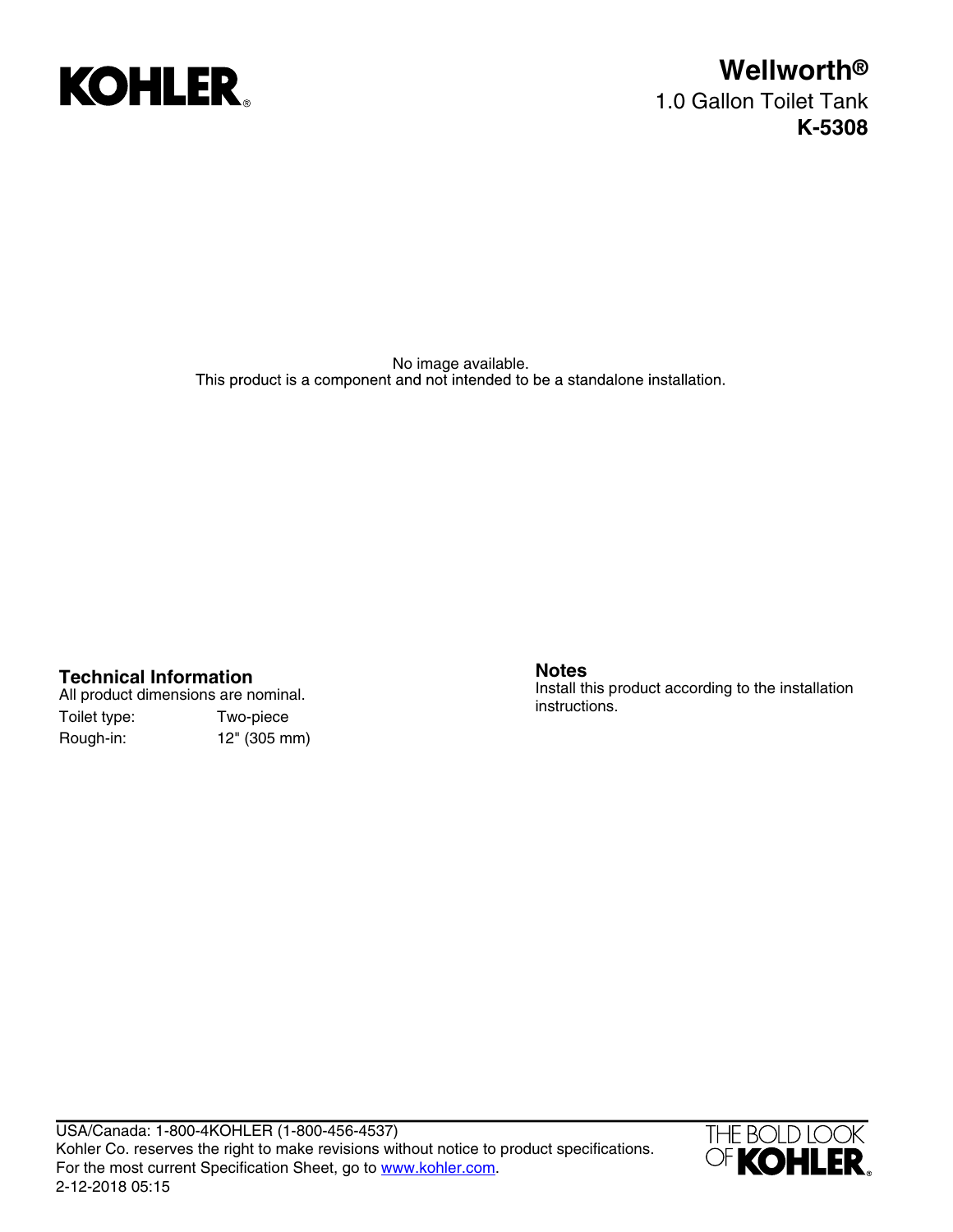# Wellworth®

1.0 Gallon Toilet Tank

**K-5308**

No image available.
This product is a component and not intended to be a standalone installation.

## Technical Information

All product dimensions are nominal.

| | |
|---|---|
| Toilet type: | Two-piece |
| Rough-in: | 12" (305 mm) |

## Notes

Install this product according to the installation instructions.

USA/Canada: 1-800-4KOHLER (1-800-456-4537)
Kohler Co. reserves the right to make revisions without notice to product specifications.
For the most current Specification Sheet, go to www.kohler.com.
2-12-2018 05:15